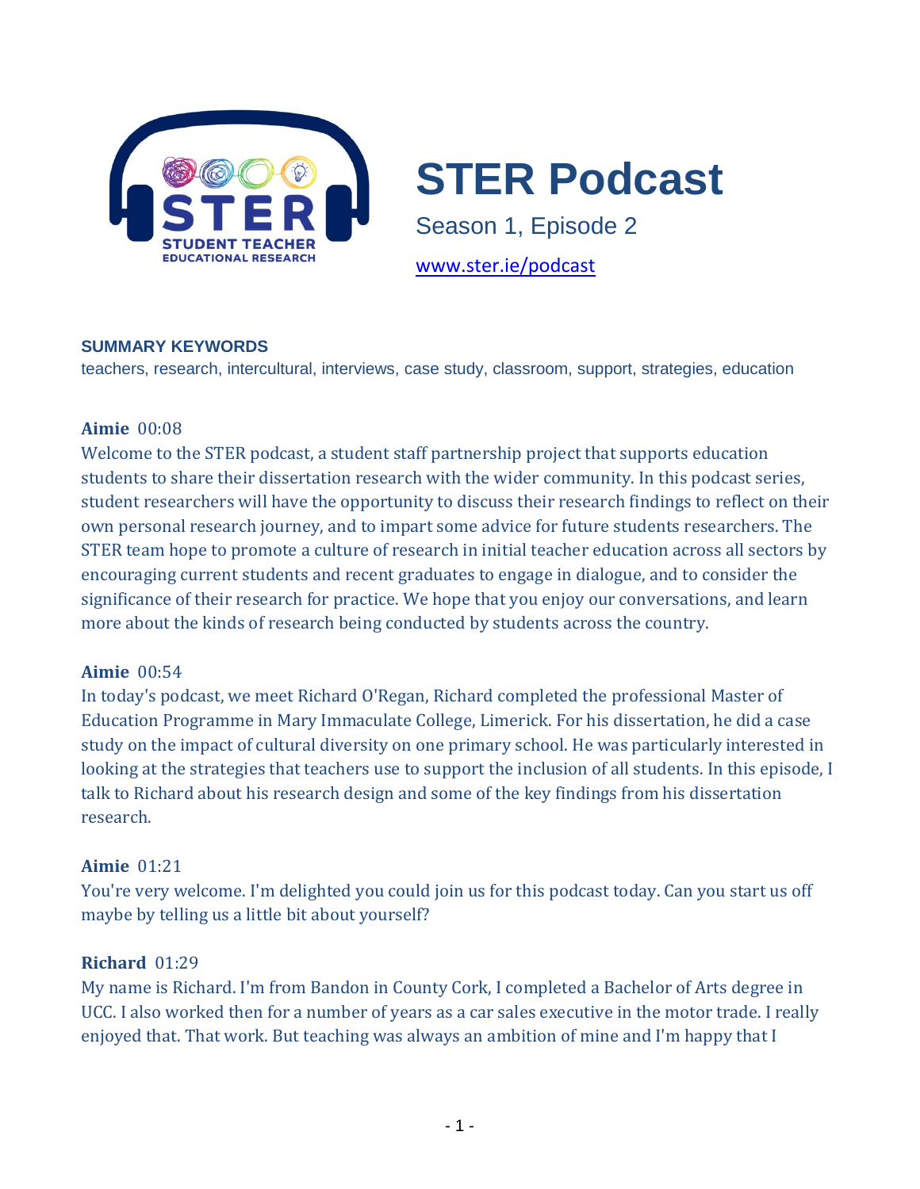# STER Podcast

Season 1, Episode 2

www.ster.ie/podcast

### SUMMARY KEYWORDS

teachers, research, intercultural, interviews, case study, classroom, support, strategies, education

**Aimie** 00:08

Welcome to the STER podcast, a student staff partnership project that supports education students to share their dissertation research with the wider community. In this podcast series, student researchers will have the opportunity to discuss their research findings to reflect on their own personal research journey, and to impart some advice for future students researchers. The STER team hope to promote a culture of research in initial teacher education across all sectors by encouraging current students and recent graduates to engage in dialogue, and to consider the significance of their research for practice. We hope that you enjoy our conversations, and learn more about the kinds of research being conducted by students across the country.

**Aimie** 00:54

In today's podcast, we meet Richard O'Regan, Richard completed the professional Master of Education Programme in Mary Immaculate College, Limerick. For his dissertation, he did a case study on the impact of cultural diversity on one primary school. He was particularly interested in looking at the strategies that teachers use to support the inclusion of all students. In this episode, I talk to Richard about his research design and some of the key findings from his dissertation research.

**Aimie** 01:21

You're very welcome. I'm delighted you could join us for this podcast today. Can you start us off maybe by telling us a little bit about yourself?

**Richard** 01:29

My name is Richard. I'm from Bandon in County Cork, I completed a Bachelor of Arts degree in UCC. I also worked then for a number of years as a car sales executive in the motor trade. I really enjoyed that. That work. But teaching was always an ambition of mine and I'm happy that I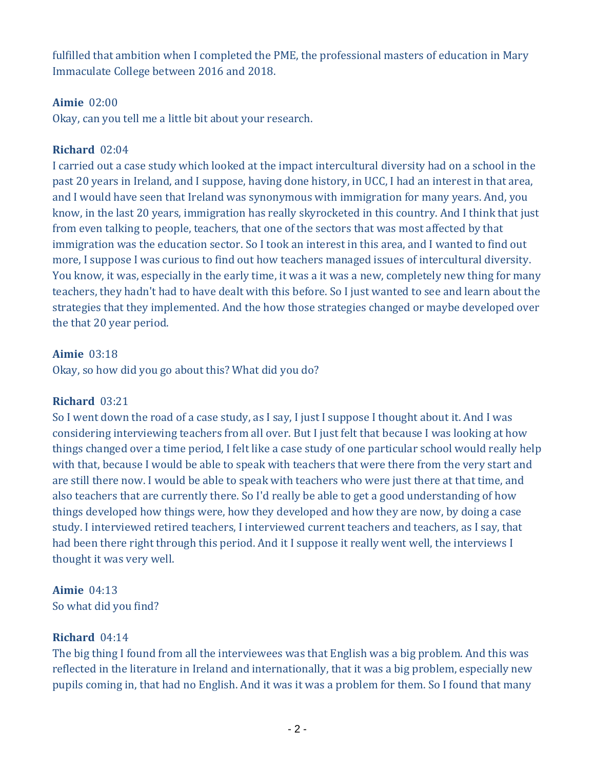fulfilled that ambition when I completed the PME, the professional masters of education in Mary Immaculate College between 2016 and 2018.

**Aimie** 02:00
Okay, can you tell me a little bit about your research.

**Richard** 02:04
I carried out a case study which looked at the impact intercultural diversity had on a school in the past 20 years in Ireland, and I suppose, having done history, in UCC, I had an interest in that area, and I would have seen that Ireland was synonymous with immigration for many years. And, you know, in the last 20 years, immigration has really skyrocketed in this country. And I think that just from even talking to people, teachers, that one of the sectors that was most affected by that immigration was the education sector. So I took an interest in this area, and I wanted to find out more, I suppose I was curious to find out how teachers managed issues of intercultural diversity. You know, it was, especially in the early time, it was a it was a new, completely new thing for many teachers, they hadn't had to have dealt with this before. So I just wanted to see and learn about the strategies that they implemented. And the how those strategies changed or maybe developed over the that 20 year period.

**Aimie** 03:18
Okay, so how did you go about this? What did you do?

**Richard** 03:21
So I went down the road of a case study, as I say, I just I suppose I thought about it. And I was considering interviewing teachers from all over. But I just felt that because I was looking at how things changed over a time period, I felt like a case study of one particular school would really help with that, because I would be able to speak with teachers that were there from the very start and are still there now. I would be able to speak with teachers who were just there at that time, and also teachers that are currently there. So I'd really be able to get a good understanding of how things developed how things were, how they developed and how they are now, by doing a case study. I interviewed retired teachers, I interviewed current teachers and teachers, as I say, that had been there right through this period. And it I suppose it really went well, the interviews I thought it was very well.

**Aimie** 04:13
So what did you find?

**Richard** 04:14
The big thing I found from all the interviewees was that English was a big problem. And this was reflected in the literature in Ireland and internationally, that it was a big problem, especially new pupils coming in, that had no English. And it was it was a problem for them. So I found that many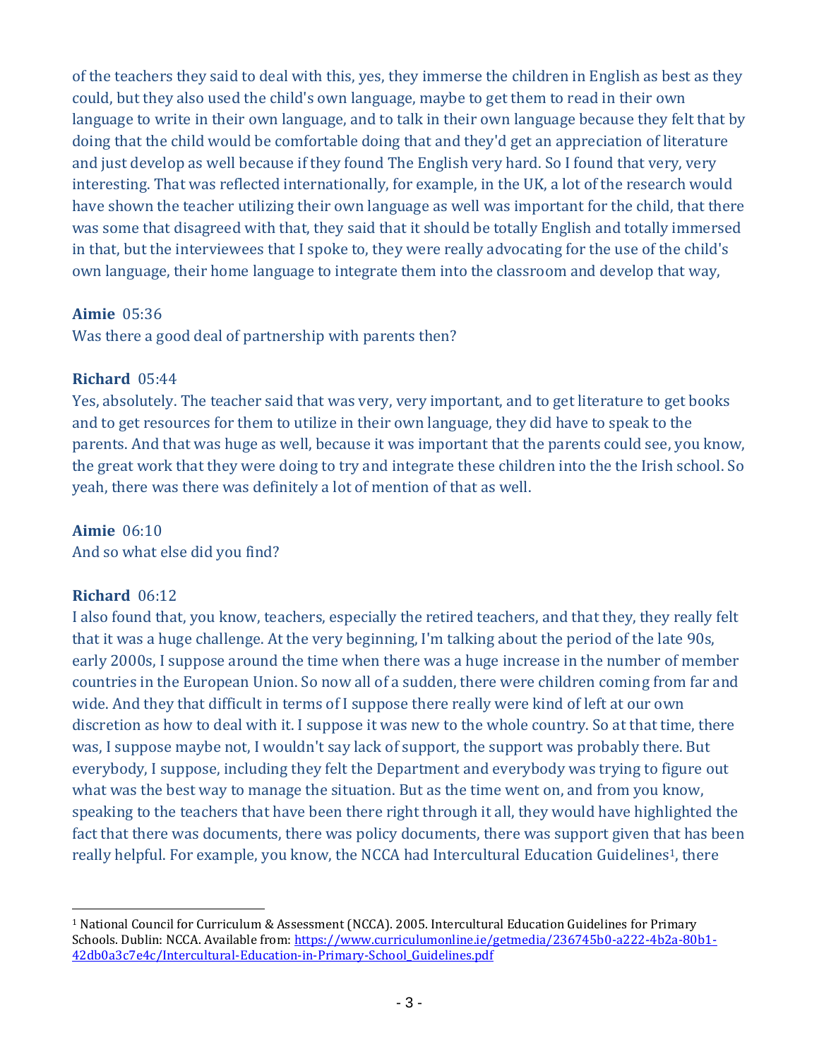of the teachers they said to deal with this, yes, they immerse the children in English as best as they could, but they also used the child's own language, maybe to get them to read in their own language to write in their own language, and to talk in their own language because they felt that by doing that the child would be comfortable doing that and they'd get an appreciation of literature and just develop as well because if they found The English very hard. So I found that very, very interesting. That was reflected internationally, for example, in the UK, a lot of the research would have shown the teacher utilizing their own language as well was important for the child, that there was some that disagreed with that, they said that it should be totally English and totally immersed in that, but the interviewees that I spoke to, they were really advocating for the use of the child's own language, their home language to integrate them into the classroom and develop that way,

**Aimie** 05:36
Was there a good deal of partnership with parents then?

**Richard** 05:44
Yes, absolutely. The teacher said that was very, very important, and to get literature to get books and to get resources for them to utilize in their own language, they did have to speak to the parents. And that was huge as well, because it was important that the parents could see, you know, the great work that they were doing to try and integrate these children into the the Irish school. So yeah, there was there was definitely a lot of mention of that as well.

**Aimie** 06:10
And so what else did you find?

**Richard** 06:12
I also found that, you know, teachers, especially the retired teachers, and that they, they really felt that it was a huge challenge. At the very beginning, I'm talking about the period of the late 90s, early 2000s, I suppose around the time when there was a huge increase in the number of member countries in the European Union. So now all of a sudden, there were children coming from far and wide. And they that difficult in terms of I suppose there really were kind of left at our own discretion as how to deal with it. I suppose it was new to the whole country. So at that time, there was, I suppose maybe not, I wouldn't say lack of support, the support was probably there. But everybody, I suppose, including they felt the Department and everybody was trying to figure out what was the best way to manage the situation. But as the time went on, and from you know, speaking to the teachers that have been there right through it all, they would have highlighted the fact that there was documents, there was policy documents, there was support given that has been really helpful. For example, you know, the NCCA had Intercultural Education Guidelines[1], there

[1] National Council for Curriculum & Assessment (NCCA). 2005. Intercultural Education Guidelines for Primary Schools. Dublin: NCCA. Available from: https://www.curriculumonline.ie/getmedia/236745b0-a222-4b2a-80b1-42db0a3c7e4c/Intercultural-Education-in-Primary-School_Guidelines.pdf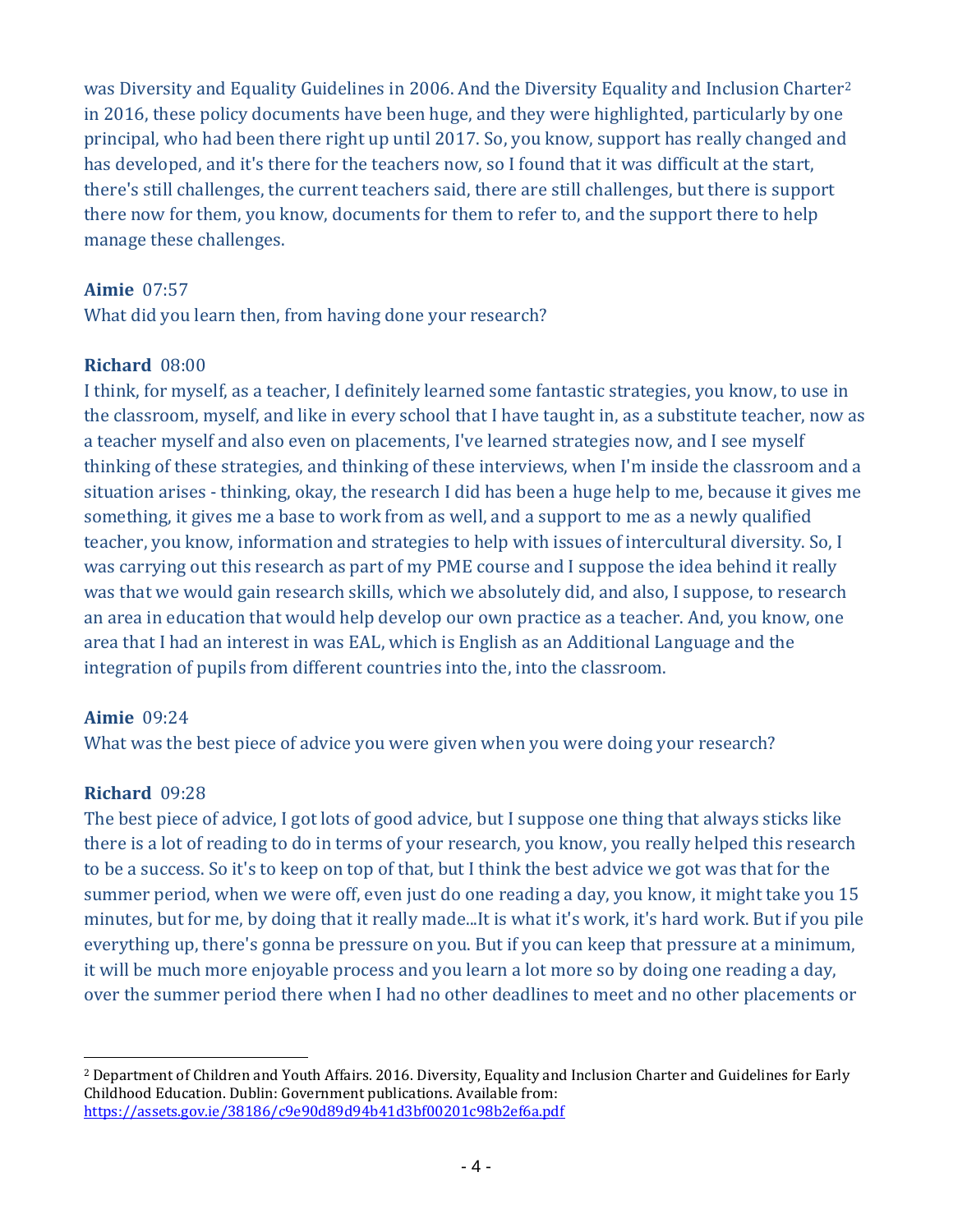was Diversity and Equality Guidelines in 2006. And the Diversity Equality and Inclusion Charter[2] in 2016, these policy documents have been huge, and they were highlighted, particularly by one principal, who had been there right up until 2017. So, you know, support has really changed and has developed, and it's there for the teachers now, so I found that it was difficult at the start, there's still challenges, the current teachers said, there are still challenges, but there is support there now for them, you know, documents for them to refer to, and the support there to help manage these challenges.

**Aimie** 07:57
What did you learn then, from having done your research?

**Richard** 08:00
I think, for myself, as a teacher, I definitely learned some fantastic strategies, you know, to use in the classroom, myself, and like in every school that I have taught in, as a substitute teacher, now as a teacher myself and also even on placements, I've learned strategies now, and I see myself thinking of these strategies, and thinking of these interviews, when I'm inside the classroom and a situation arises - thinking, okay, the research I did has been a huge help to me, because it gives me something, it gives me a base to work from as well, and a support to me as a newly qualified teacher, you know, information and strategies to help with issues of intercultural diversity. So, I was carrying out this research as part of my PME course and I suppose the idea behind it really was that we would gain research skills, which we absolutely did, and also, I suppose, to research an area in education that would help develop our own practice as a teacher. And, you know, one area that I had an interest in was EAL, which is English as an Additional Language and the integration of pupils from different countries into the, into the classroom.

**Aimie** 09:24
What was the best piece of advice you were given when you were doing your research?

**Richard** 09:28
The best piece of advice, I got lots of good advice, but I suppose one thing that always sticks like there is a lot of reading to do in terms of your research, you know, you really helped this research to be a success. So it's to keep on top of that, but I think the best advice we got was that for the summer period, when we were off, even just do one reading a day, you know, it might take you 15 minutes, but for me, by doing that it really made...It is what it's work, it's hard work. But if you pile everything up, there's gonna be pressure on you. But if you can keep that pressure at a minimum, it will be much more enjoyable process and you learn a lot more so by doing one reading a day, over the summer period there when I had no other deadlines to meet and no other placements or

---

[2] Department of Children and Youth Affairs. 2016. Diversity, Equality and Inclusion Charter and Guidelines for Early Childhood Education. Dublin: Government publications. Available from: https://assets.gov.ie/38186/c9e90d89d94b41d3bf00201c98b2ef6a.pdf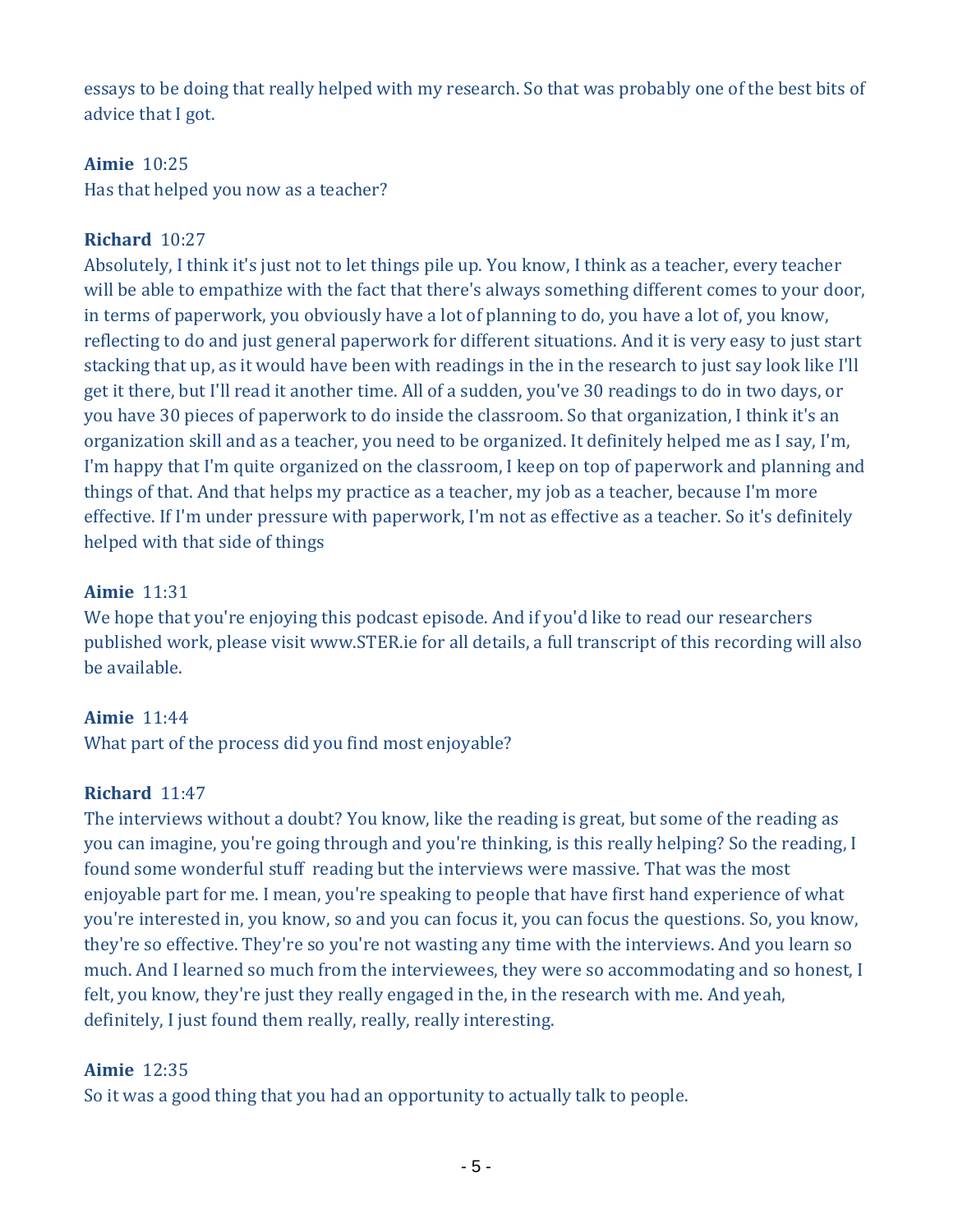essays to be doing that really helped with my research. So that was probably one of the best bits of advice that I got.

**Aimie** 10:25
Has that helped you now as a teacher?

**Richard** 10:27
Absolutely, I think it's just not to let things pile up. You know, I think as a teacher, every teacher will be able to empathize with the fact that there's always something different comes to your door, in terms of paperwork, you obviously have a lot of planning to do, you have a lot of, you know, reflecting to do and just general paperwork for different situations. And it is very easy to just start stacking that up, as it would have been with readings in the in the research to just say look like I'll get it there, but I'll read it another time. All of a sudden, you've 30 readings to do in two days, or you have 30 pieces of paperwork to do inside the classroom. So that organization, I think it's an organization skill and as a teacher, you need to be organized. It definitely helped me as I say, I'm, I'm happy that I'm quite organized on the classroom, I keep on top of paperwork and planning and things of that. And that helps my practice as a teacher, my job as a teacher, because I'm more effective. If I'm under pressure with paperwork, I'm not as effective as a teacher. So it's definitely helped with that side of things

**Aimie** 11:31
We hope that you're enjoying this podcast episode. And if you'd like to read our researchers published work, please visit www.STER.ie for all details, a full transcript of this recording will also be available.

**Aimie** 11:44
What part of the process did you find most enjoyable?

**Richard** 11:47
The interviews without a doubt? You know, like the reading is great, but some of the reading as you can imagine, you're going through and you're thinking, is this really helping? So the reading, I found some wonderful stuff reading but the interviews were massive. That was the most enjoyable part for me. I mean, you're speaking to people that have first hand experience of what you're interested in, you know, so and you can focus it, you can focus the questions. So, you know, they're so effective. They're so you're not wasting any time with the interviews. And you learn so much. And I learned so much from the interviewees, they were so accommodating and so honest, I felt, you know, they're just they really engaged in the, in the research with me. And yeah, definitely, I just found them really, really, really interesting.

**Aimie** 12:35
So it was a good thing that you had an opportunity to actually talk to people.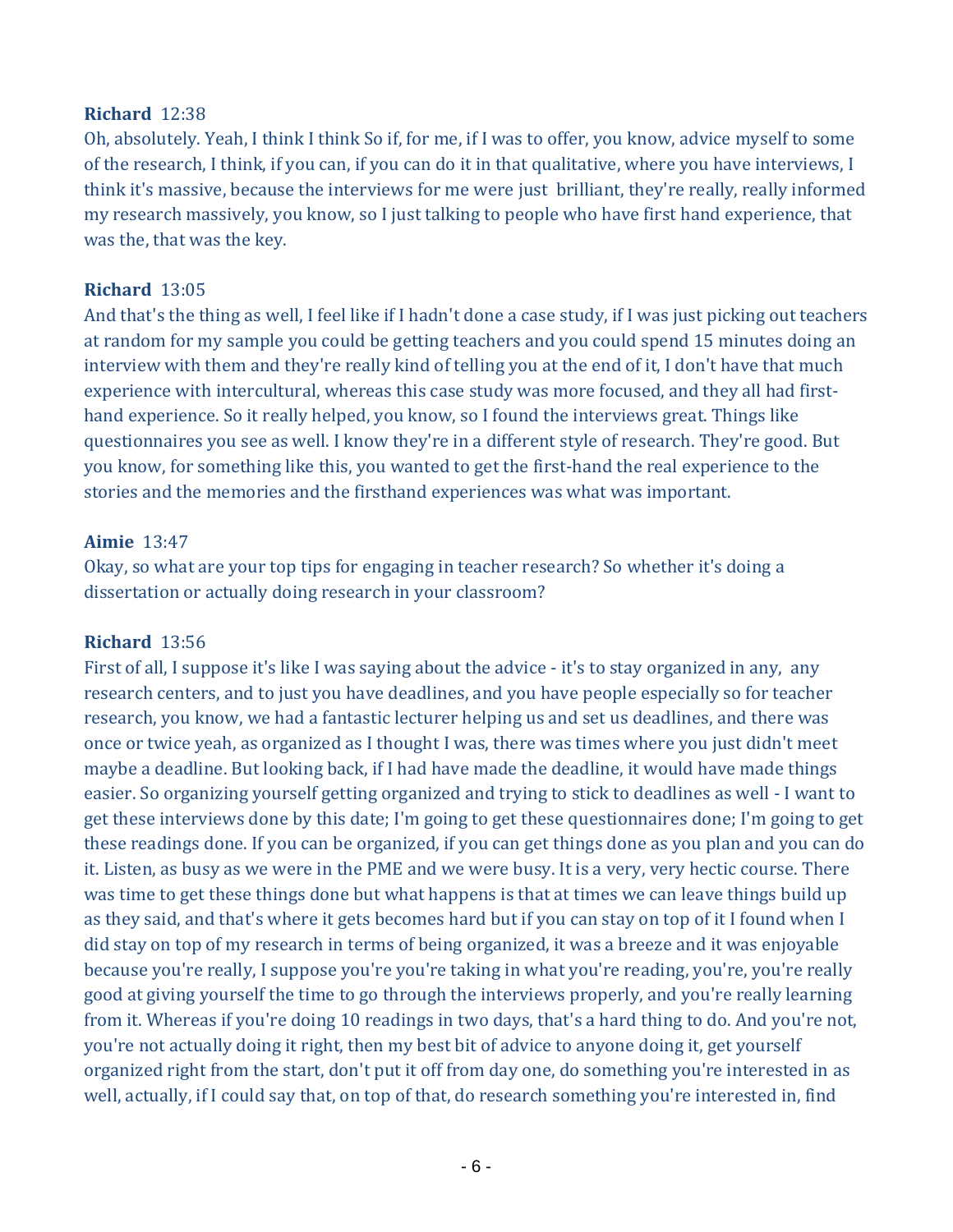**Richard** 12:38
Oh, absolutely. Yeah, I think I think So if, for me, if I was to offer, you know, advice myself to some of the research, I think, if you can, if you can do it in that qualitative, where you have interviews, I think it's massive, because the interviews for me were just brilliant, they're really, really informed my research massively, you know, so I just talking to people who have first hand experience, that was the, that was the key.

**Richard** 13:05
And that's the thing as well, I feel like if I hadn't done a case study, if I was just picking out teachers at random for my sample you could be getting teachers and you could spend 15 minutes doing an interview with them and they're really kind of telling you at the end of it, I don't have that much experience with intercultural, whereas this case study was more focused, and they all had first-hand experience. So it really helped, you know, so I found the interviews great. Things like questionnaires you see as well. I know they're in a different style of research. They're good. But you know, for something like this, you wanted to get the first-hand the real experience to the stories and the memories and the firsthand experiences was what was important.

**Aimie** 13:47
Okay, so what are your top tips for engaging in teacher research? So whether it's doing a dissertation or actually doing research in your classroom?

**Richard** 13:56
First of all, I suppose it's like I was saying about the advice - it's to stay organized in any, any research centers, and to just you have deadlines, and you have people especially so for teacher research, you know, we had a fantastic lecturer helping us and set us deadlines, and there was once or twice yeah, as organized as I thought I was, there was times where you just didn't meet maybe a deadline. But looking back, if I had have made the deadline, it would have made things easier. So organizing yourself getting organized and trying to stick to deadlines as well - I want to get these interviews done by this date; I'm going to get these questionnaires done; I'm going to get these readings done. If you can be organized, if you can get things done as you plan and you can do it. Listen, as busy as we were in the PME and we were busy. It is a very, very hectic course. There was time to get these things done but what happens is that at times we can leave things build up as they said, and that's where it gets becomes hard but if you can stay on top of it I found when I did stay on top of my research in terms of being organized, it was a breeze and it was enjoyable because you're really, I suppose you're you're taking in what you're reading, you're, you're really good at giving yourself the time to go through the interviews properly, and you're really learning from it. Whereas if you're doing 10 readings in two days, that's a hard thing to do. And you're not, you're not actually doing it right, then my best bit of advice to anyone doing it, get yourself organized right from the start, don't put it off from day one, do something you're interested in as well, actually, if I could say that, on top of that, do research something you're interested in, find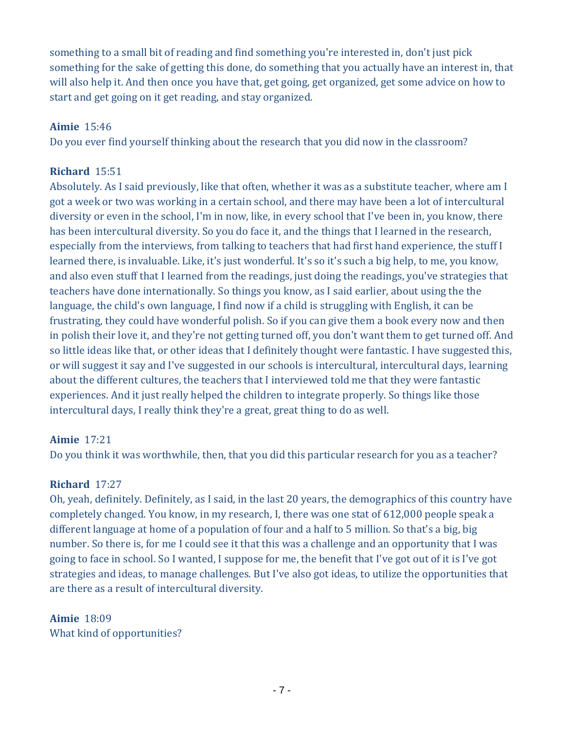something to a small bit of reading and find something you're interested in, don't just pick something for the sake of getting this done, do something that you actually have an interest in, that will also help it. And then once you have that, get going, get organized, get some advice on how to start and get going on it get reading, and stay organized.

**Aimie** 15:46
Do you ever find yourself thinking about the research that you did now in the classroom?

**Richard** 15:51
Absolutely. As I said previously, like that often, whether it was as a substitute teacher, where am I got a week or two was working in a certain school, and there may have been a lot of intercultural diversity or even in the school, I'm in now, like, in every school that I've been in, you know, there has been intercultural diversity. So you do face it, and the things that I learned in the research, especially from the interviews, from talking to teachers that had first hand experience, the stuff I learned there, is invaluable. Like, it's just wonderful. It's so it's such a big help, to me, you know, and also even stuff that I learned from the readings, just doing the readings, you've strategies that teachers have done internationally. So things you know, as I said earlier, about using the the language, the child's own language, I find now if a child is struggling with English, it can be frustrating, they could have wonderful polish. So if you can give them a book every now and then in polish their love it, and they're not getting turned off, you don't want them to get turned off. And so little ideas like that, or other ideas that I definitely thought were fantastic. I have suggested this, or will suggest it say and I've suggested in our schools is intercultural, intercultural days, learning about the different cultures, the teachers that I interviewed told me that they were fantastic experiences. And it just really helped the children to integrate properly. So things like those intercultural days, I really think they're a great, great thing to do as well.

**Aimie** 17:21
Do you think it was worthwhile, then, that you did this particular research for you as a teacher?

**Richard** 17:27
Oh, yeah, definitely. Definitely, as I said, in the last 20 years, the demographics of this country have completely changed. You know, in my research, I, there was one stat of 612,000 people speak a different language at home of a population of four and a half to 5 million. So that's a big, big number. So there is, for me I could see it that this was a challenge and an opportunity that I was going to face in school. So I wanted, I suppose for me, the benefit that I've got out of it is I've got strategies and ideas, to manage challenges. But I've also got ideas, to utilize the opportunities that are there as a result of intercultural diversity.

**Aimie** 18:09
What kind of opportunities?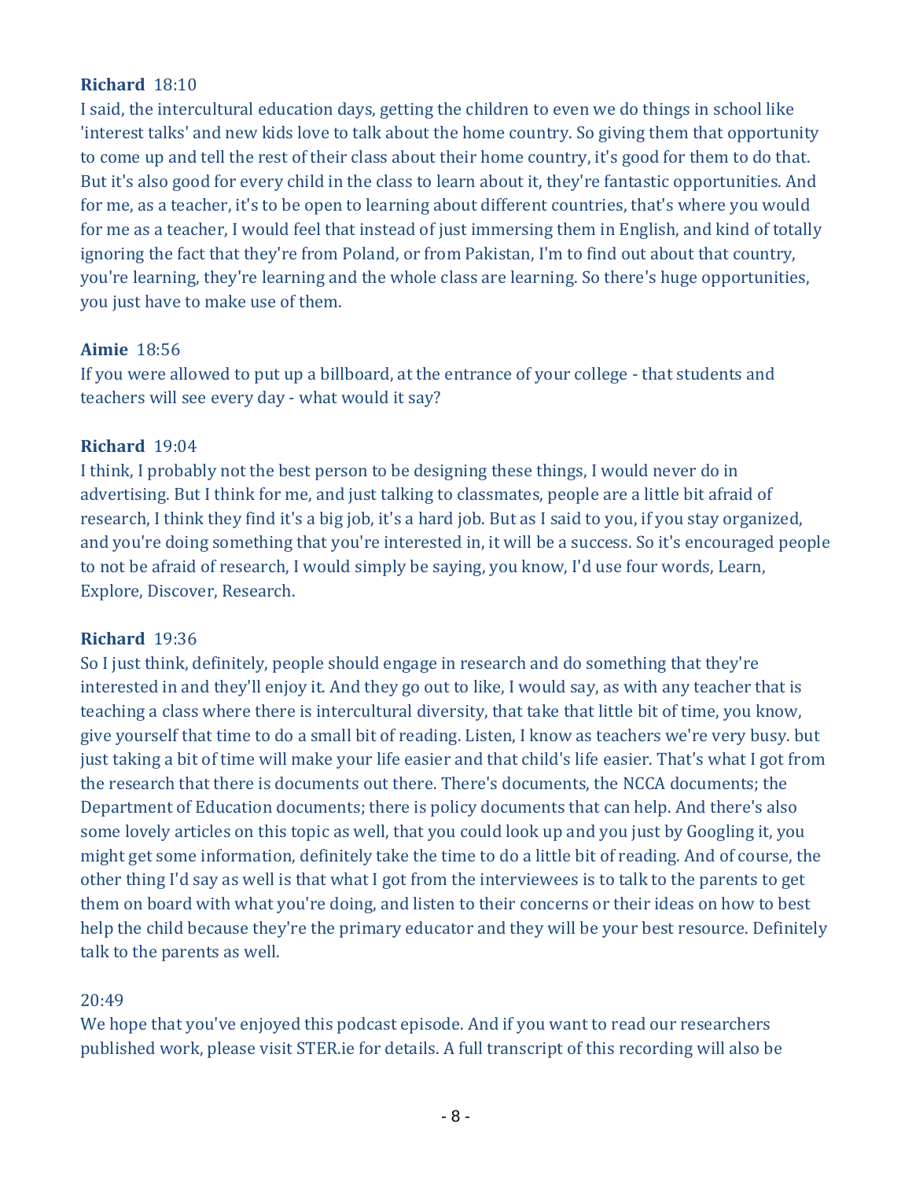**Richard** 18:10
I said, the intercultural education days, getting the children to even we do things in school like 'interest talks' and new kids love to talk about the home country. So giving them that opportunity to come up and tell the rest of their class about their home country, it's good for them to do that. But it's also good for every child in the class to learn about it, they're fantastic opportunities. And for me, as a teacher, it's to be open to learning about different countries, that's where you would for me as a teacher, I would feel that instead of just immersing them in English, and kind of totally ignoring the fact that they're from Poland, or from Pakistan, I'm to find out about that country, you're learning, they're learning and the whole class are learning. So there's huge opportunities, you just have to make use of them.

**Aimie** 18:56
If you were allowed to put up a billboard, at the entrance of your college - that students and teachers will see every day - what would it say?

**Richard** 19:04
I think, I probably not the best person to be designing these things, I would never do in advertising. But I think for me, and just talking to classmates, people are a little bit afraid of research, I think they find it's a big job, it's a hard job. But as I said to you, if you stay organized, and you're doing something that you're interested in, it will be a success. So it's encouraged people to not be afraid of research, I would simply be saying, you know, I'd use four words, Learn, Explore, Discover, Research.

**Richard** 19:36
So I just think, definitely, people should engage in research and do something that they're interested in and they'll enjoy it. And they go out to like, I would say, as with any teacher that is teaching a class where there is intercultural diversity, that take that little bit of time, you know, give yourself that time to do a small bit of reading. Listen, I know as teachers we're very busy. but just taking a bit of time will make your life easier and that child's life easier. That's what I got from the research that there is documents out there. There's documents, the NCCA documents; the Department of Education documents; there is policy documents that can help. And there's also some lovely articles on this topic as well, that you could look up and you just by Googling it, you might get some information, definitely take the time to do a little bit of reading. And of course, the other thing I'd say as well is that what I got from the interviewees is to talk to the parents to get them on board with what you're doing, and listen to their concerns or their ideas on how to best help the child because they're the primary educator and they will be your best resource. Definitely talk to the parents as well.

20:49
We hope that you've enjoyed this podcast episode. And if you want to read our researchers published work, please visit STER.ie for details. A full transcript of this recording will also be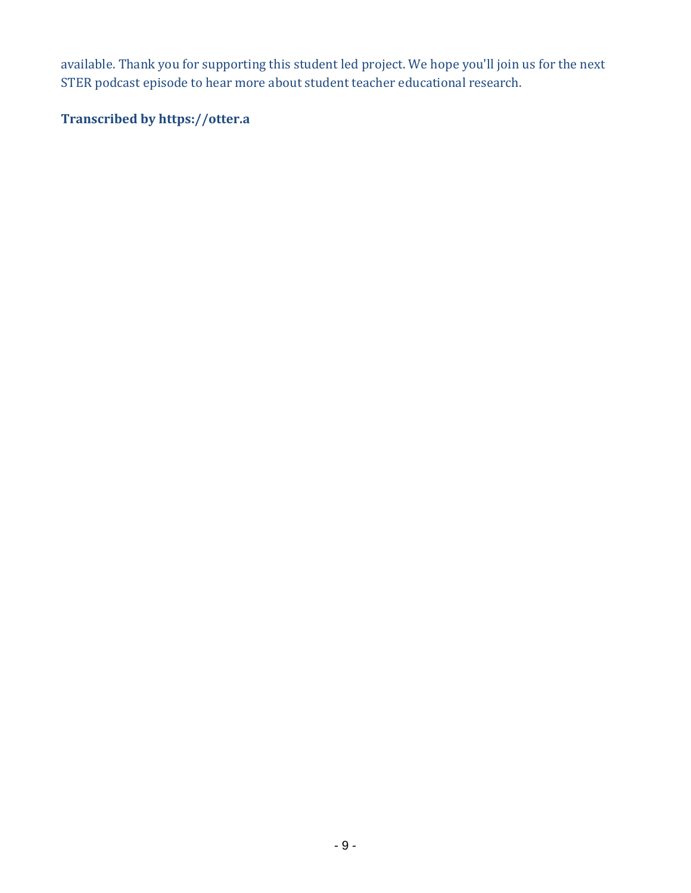available. Thank you for supporting this student led project. We hope you'll join us for the next STER podcast episode to hear more about student teacher educational research.

**Transcribed by https://otter.a**